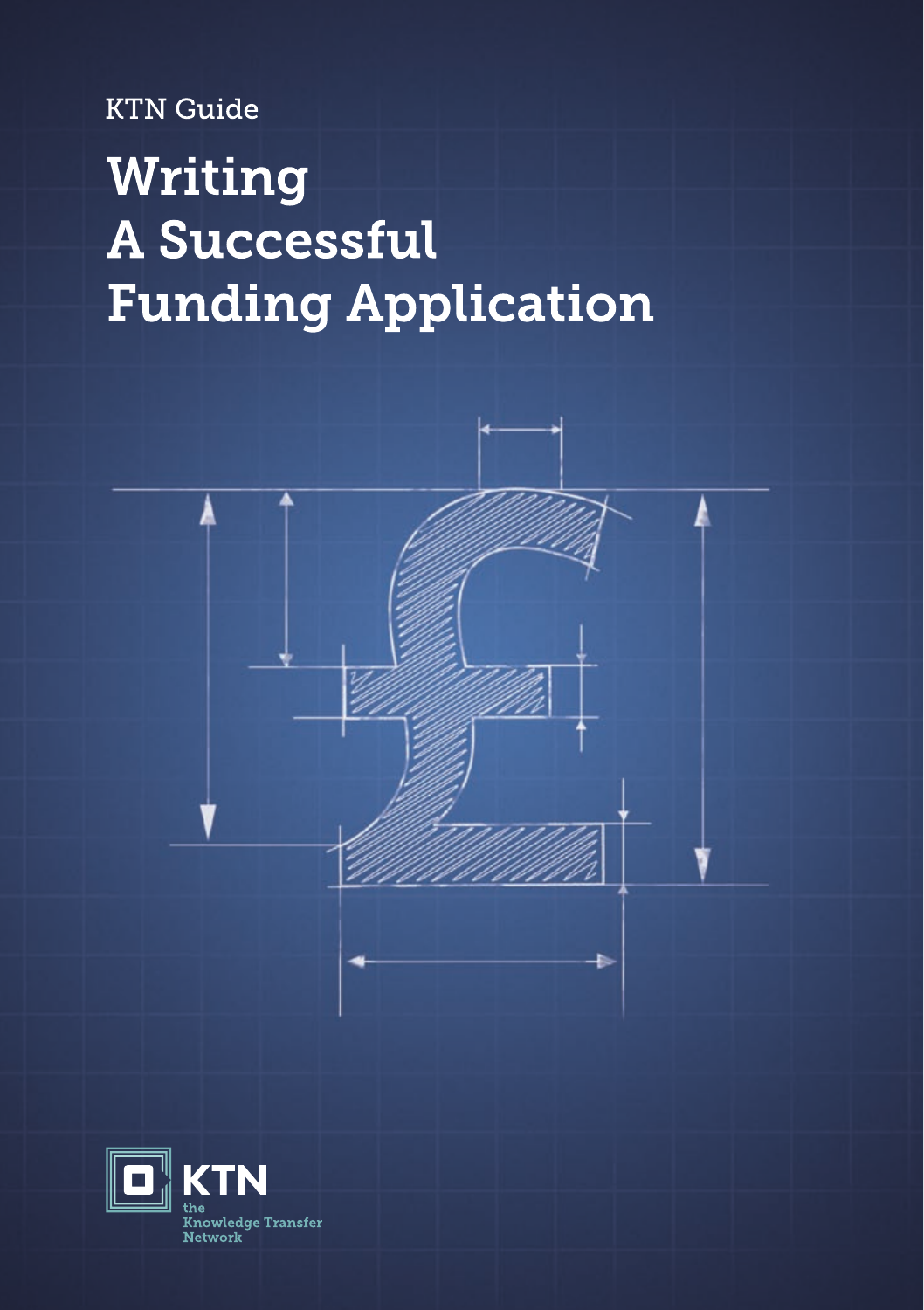KTN Guide

# Writing A Successful Funding Application

KTN

the Knowledge Transfer Network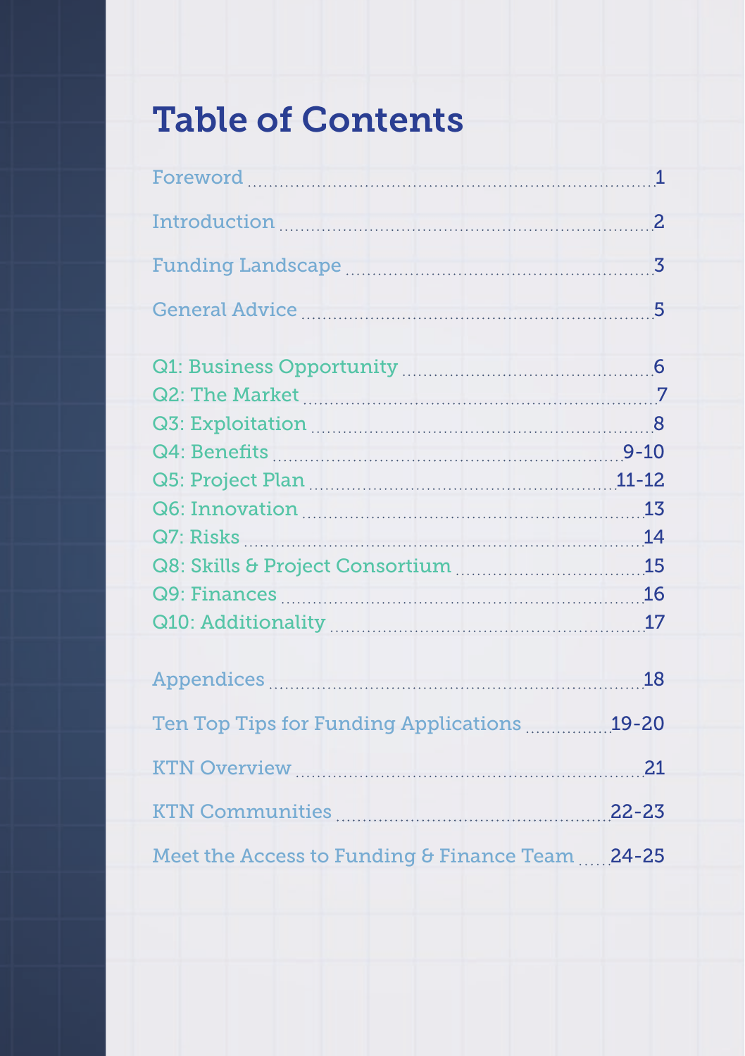# Table of Contents

| | |
|---|---|
| Foreword | 1 |
| Introduction | 2 |
| Funding Landscape | 3 |
| General Advice | 5 |
| Q1: Business Opportunity | 6 |
| Q2: The Market | 7 |
| Q3: Exploitation | 8 |
| Q4: Benefits | 9-10 |
| Q5: Project Plan | 11-12 |
| Q6: Innovation | 13 |
| Q7: Risks | 14 |
| Q8: Skills & Project Consortium | 15 |
| Q9: Finances | 16 |
| Q10: Additionality | 17 |
| Appendices | 18 |
| Ten Top Tips for Funding Applications | 19-20 |
| KTN Overview | 21 |
| KTN Communities | 22-23 |
| Meet the Access to Funding & Finance Team | 24-25 |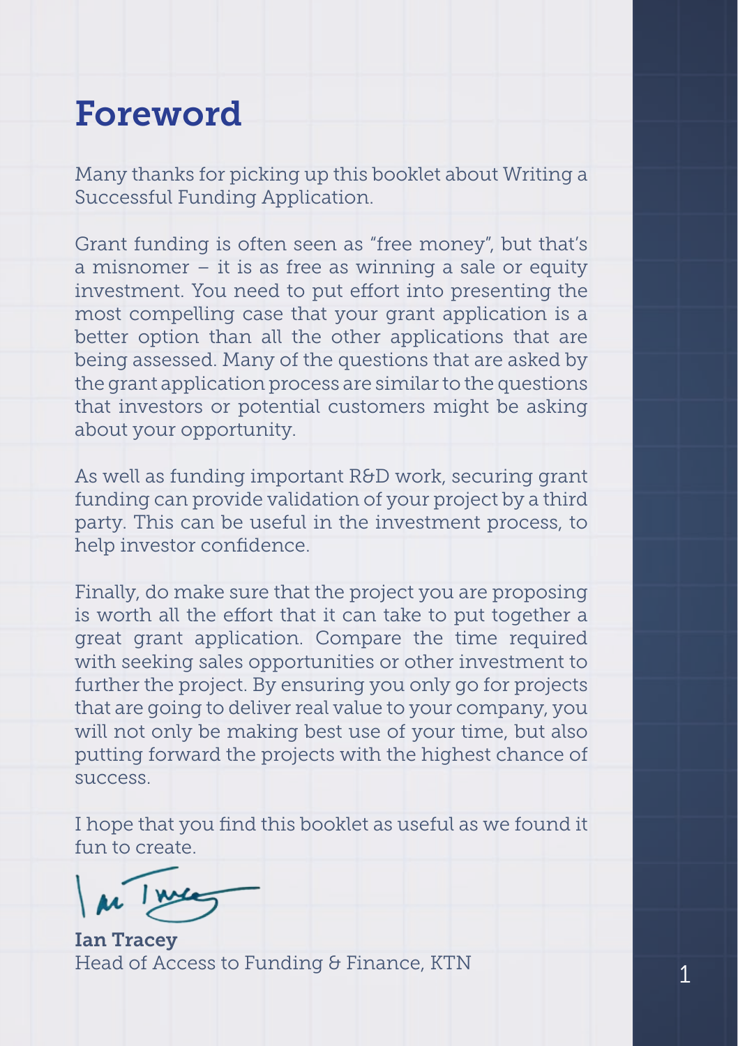# Foreword

Many thanks for picking up this booklet about Writing a Successful Funding Application.

Grant funding is often seen as "free money", but that's a misnomer – it is as free as winning a sale or equity investment. You need to put effort into presenting the most compelling case that your grant application is a better option than all the other applications that are being assessed. Many of the questions that are asked by the grant application process are similar to the questions that investors or potential customers might be asking about your opportunity.

As well as funding important R&D work, securing grant funding can provide validation of your project by a third party. This can be useful in the investment process, to help investor confidence.

Finally, do make sure that the project you are proposing is worth all the effort that it can take to put together a great grant application. Compare the time required with seeking sales opportunities or other investment to further the project. By ensuring you only go for projects that are going to deliver real value to your company, you will not only be making best use of your time, but also putting forward the projects with the highest chance of success.

I hope that you find this booklet as useful as we found it fun to create.

**Ian Tracey**
Head of Access to Funding & Finance, KTN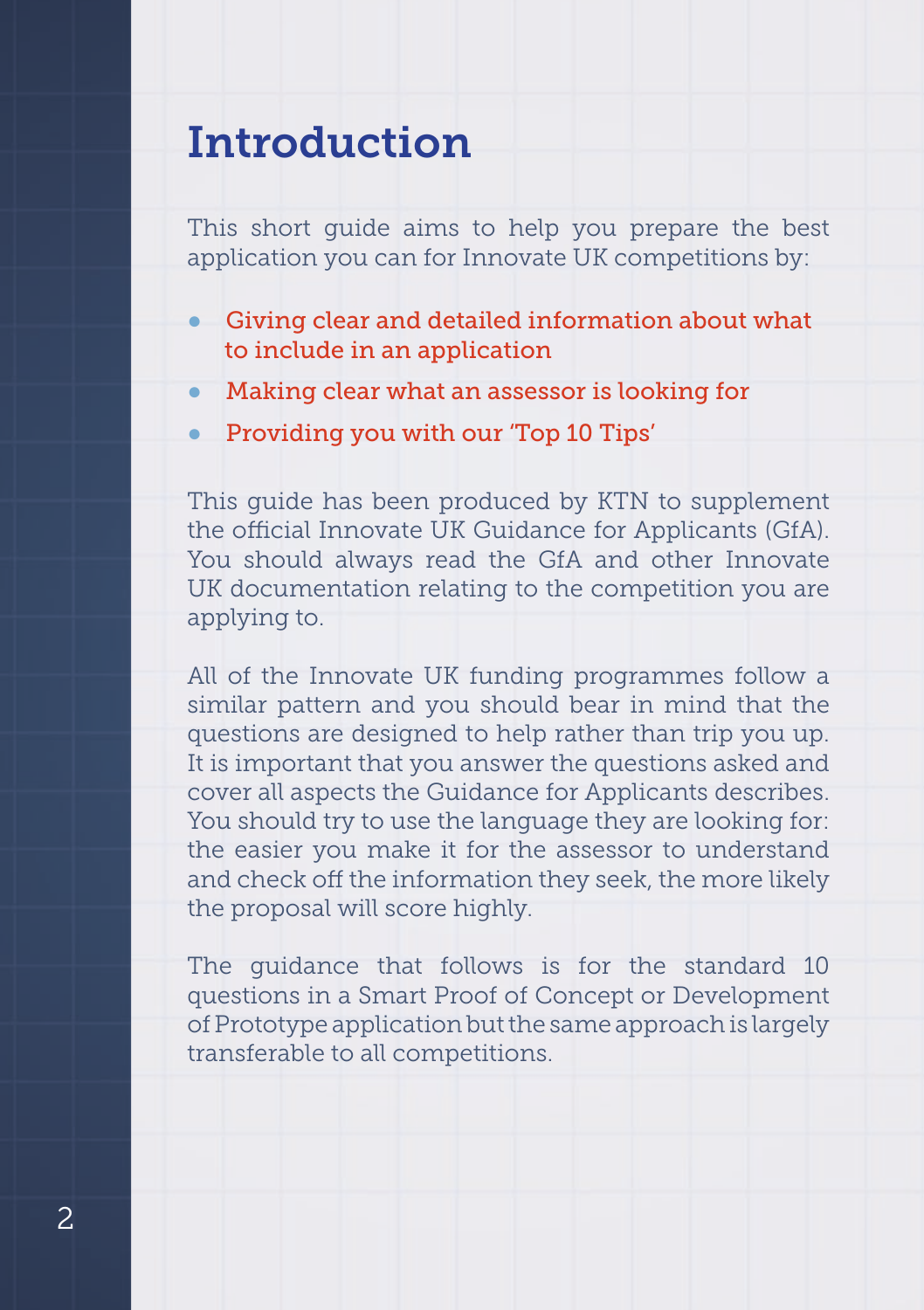# Introduction

This short guide aims to help you prepare the best application you can for Innovate UK competitions by:

- Giving clear and detailed information about what to include in an application
- Making clear what an assessor is looking for
- Providing you with our 'Top 10 Tips'

This guide has been produced by KTN to supplement the official Innovate UK Guidance for Applicants (GfA). You should always read the GfA and other Innovate UK documentation relating to the competition you are applying to.

All of the Innovate UK funding programmes follow a similar pattern and you should bear in mind that the questions are designed to help rather than trip you up. It is important that you answer the questions asked and cover all aspects the Guidance for Applicants describes. You should try to use the language they are looking for: the easier you make it for the assessor to understand and check off the information they seek, the more likely the proposal will score highly.

The guidance that follows is for the standard 10 questions in a Smart Proof of Concept or Development of Prototype application but the same approach is largely transferable to all competitions.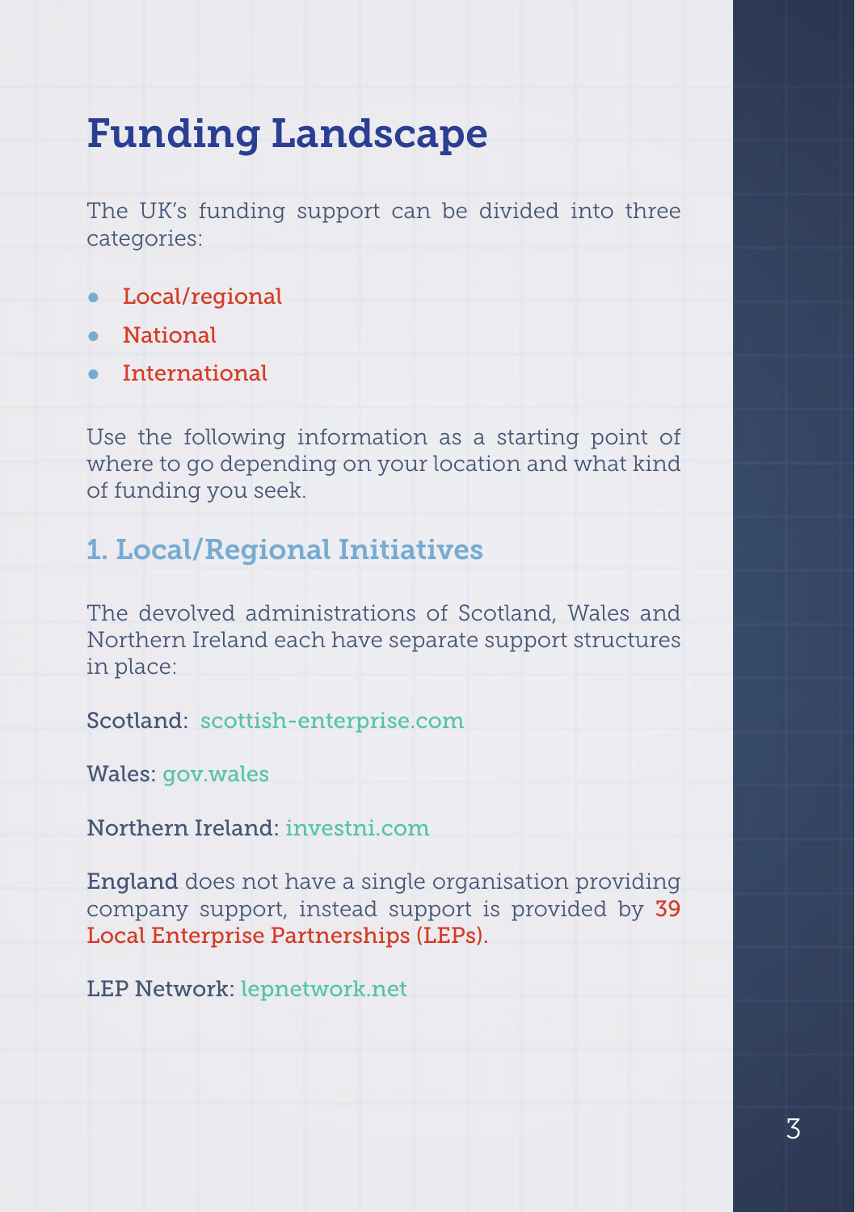# Funding Landscape

The UK's funding support can be divided into three categories:

- Local/regional
- National
- International

Use the following information as a starting point of where to go depending on your location and what kind of funding you seek.

## 1. Local/Regional Initiatives

The devolved administrations of Scotland, Wales and Northern Ireland each have separate support structures in place:

Scotland: scottish-enterprise.com

Wales: gov.wales

Northern Ireland: investni.com

England does not have a single organisation providing company support, instead support is provided by 39 Local Enterprise Partnerships (LEPs).

LEP Network: lepnetwork.net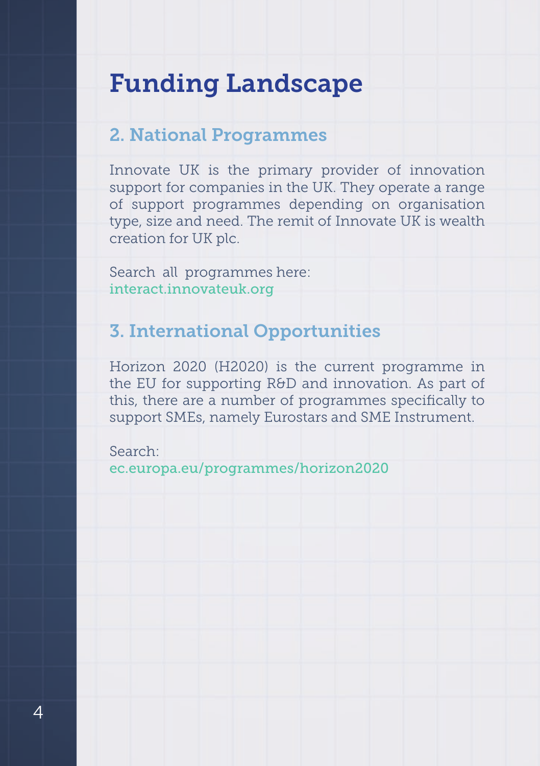# Funding Landscape

## 2. National Programmes

Innovate UK is the primary provider of innovation support for companies in the UK. They operate a range of support programmes depending on organisation type, size and need. The remit of Innovate UK is wealth creation for UK plc.

Search all programmes here:
interact.innovateuk.org

## 3. International Opportunities

Horizon 2020 (H2020) is the current programme in the EU for supporting R&D and innovation. As part of this, there are a number of programmes specifically to support SMEs, namely Eurostars and SME Instrument.

Search:
ec.europa.eu/programmes/horizon2020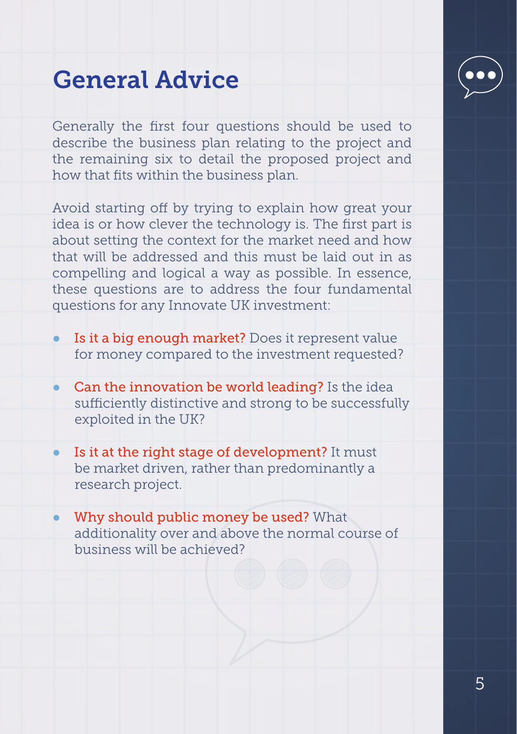# General Advice

Generally the first four questions should be used to describe the business plan relating to the project and the remaining six to detail the proposed project and how that fits within the business plan.

Avoid starting off by trying to explain how great your idea is or how clever the technology is. The first part is about setting the context for the market need and how that will be addressed and this must be laid out in as compelling and logical a way as possible. In essence, these questions are to address the four fundamental questions for any Innovate UK investment:

- **Is it a big enough market?** Does it represent value for money compared to the investment requested?
- **Can the innovation be world leading?** Is the idea sufficiently distinctive and strong to be successfully exploited in the UK?
- **Is it at the right stage of development?** It must be market driven, rather than predominantly a research project.
- **Why should public money be used?** What additionality over and above the normal course of business will be achieved?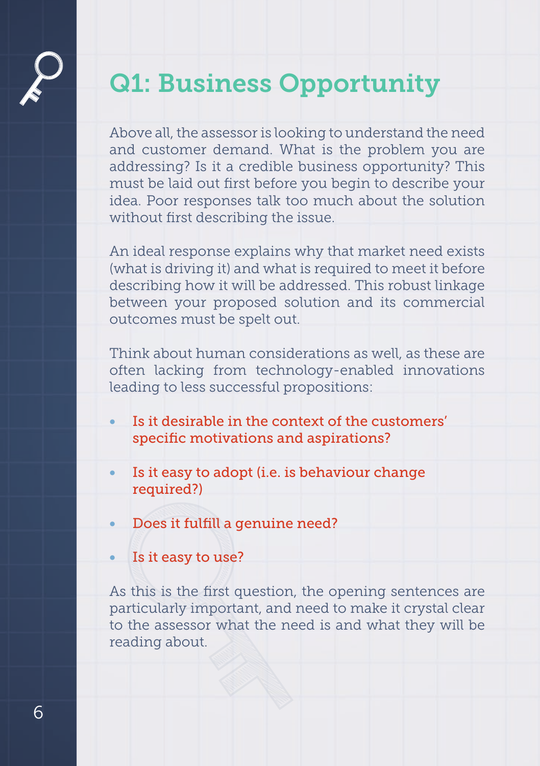# Q1: Business Opportunity

Above all, the assessor is looking to understand the need and customer demand. What is the problem you are addressing? Is it a credible business opportunity? This must be laid out first before you begin to describe your idea. Poor responses talk too much about the solution without first describing the issue.

An ideal response explains why that market need exists (what is driving it) and what is required to meet it before describing how it will be addressed. This robust linkage between your proposed solution and its commercial outcomes must be spelt out.

Think about human considerations as well, as these are often lacking from technology-enabled innovations leading to less successful propositions:

- Is it desirable in the context of the customers' specific motivations and aspirations?
- Is it easy to adopt (i.e. is behaviour change required?)
- Does it fulfill a genuine need?
- Is it easy to use?

As this is the first question, the opening sentences are particularly important, and need to make it crystal clear to the assessor what the need is and what they will be reading about.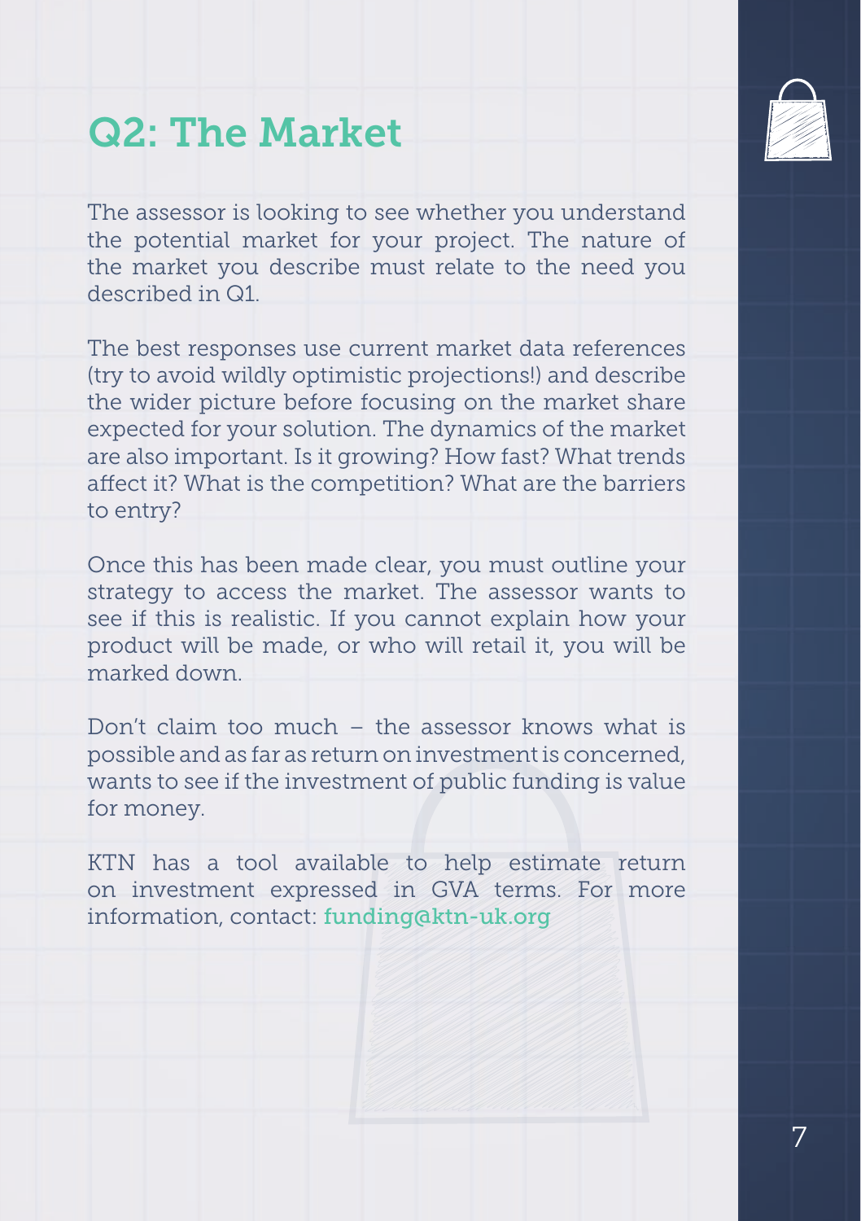# Q2: The Market

The assessor is looking to see whether you understand the potential market for your project. The nature of the market you describe must relate to the need you described in Q1.

The best responses use current market data references (try to avoid wildly optimistic projections!) and describe the wider picture before focusing on the market share expected for your solution. The dynamics of the market are also important. Is it growing? How fast? What trends affect it? What is the competition? What are the barriers to entry?

Once this has been made clear, you must outline your strategy to access the market. The assessor wants to see if this is realistic. If you cannot explain how your product will be made, or who will retail it, you will be marked down.

Don't claim too much – the assessor knows what is possible and as far as return on investment is concerned, wants to see if the investment of public funding is value for money.

KTN has a tool available to help estimate return on investment expressed in GVA terms. For more information, contact: funding@ktn-uk.org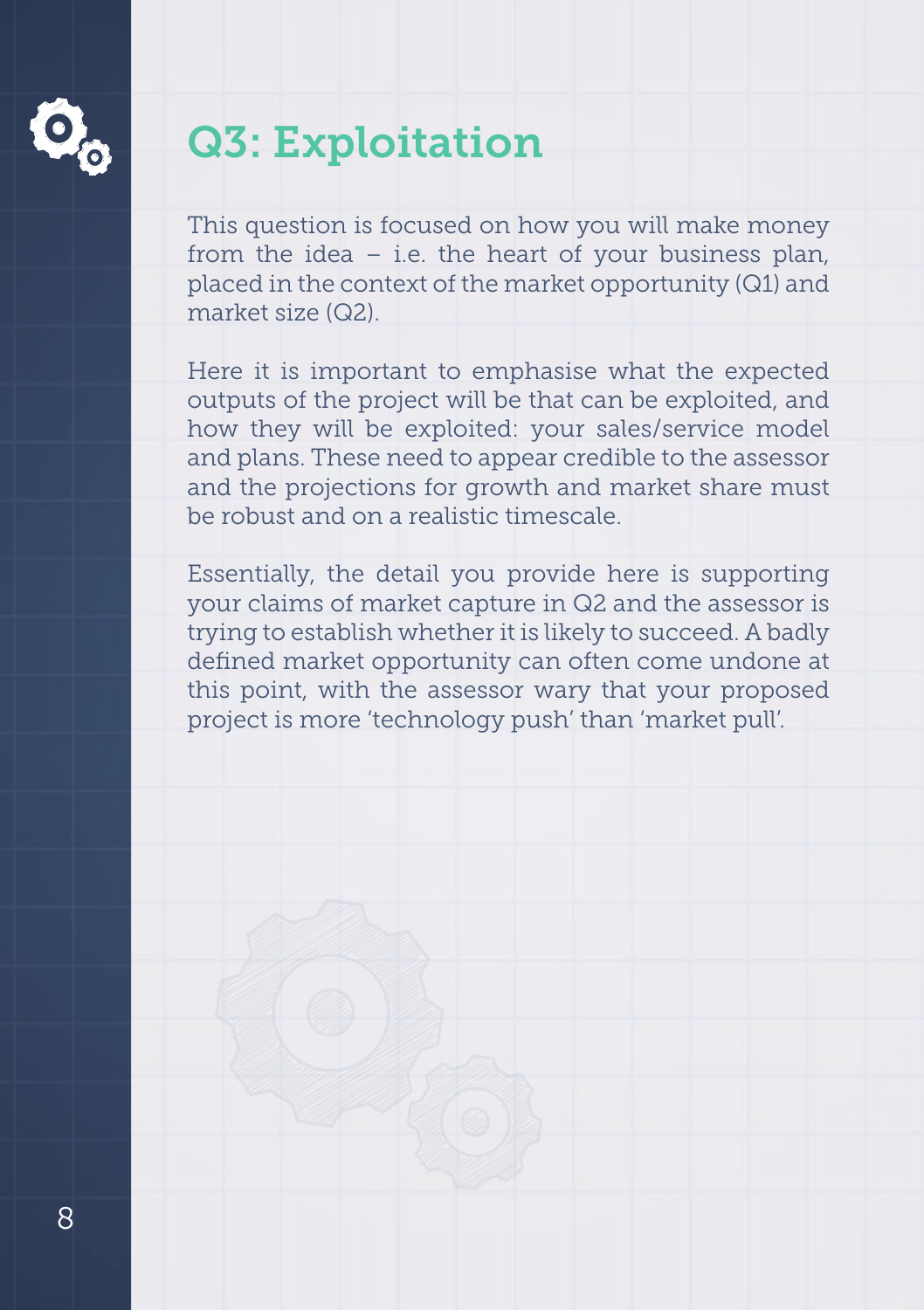# Q3: Exploitation

This question is focused on how you will make money from the idea – i.e. the heart of your business plan, placed in the context of the market opportunity (Q1) and market size (Q2).

Here it is important to emphasise what the expected outputs of the project will be that can be exploited, and how they will be exploited: your sales/service model and plans. These need to appear credible to the assessor and the projections for growth and market share must be robust and on a realistic timescale.

Essentially, the detail you provide here is supporting your claims of market capture in Q2 and the assessor is trying to establish whether it is likely to succeed. A badly defined market opportunity can often come undone at this point, with the assessor wary that your proposed project is more 'technology push' than 'market pull'.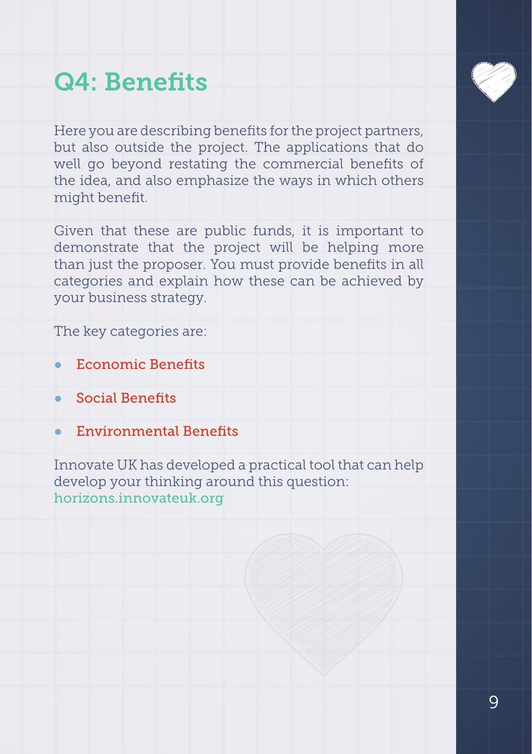# Q4: Benefits

Here you are describing benefits for the project partners, but also outside the project. The applications that do well go beyond restating the commercial benefits of the idea, and also emphasize the ways in which others might benefit.

Given that these are public funds, it is important to demonstrate that the project will be helping more than just the proposer. You must provide benefits in all categories and explain how these can be achieved by your business strategy.

The key categories are:

- Economic Benefits
- Social Benefits
- Environmental Benefits

Innovate UK has developed a practical tool that can help develop your thinking around this question: horizons.innovateuk.org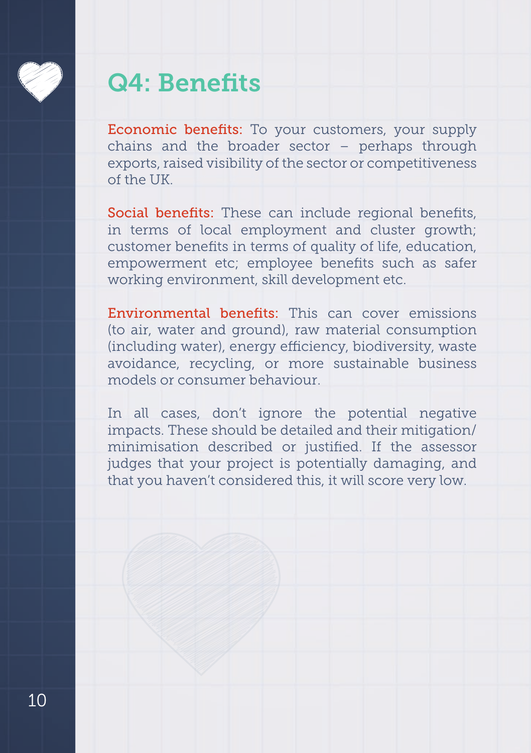# Q4: Benefits

**Economic benefits:** To your customers, your supply chains and the broader sector – perhaps through exports, raised visibility of the sector or competitiveness of the UK.

**Social benefits:** These can include regional benefits, in terms of local employment and cluster growth; customer benefits in terms of quality of life, education, empowerment etc; employee benefits such as safer working environment, skill development etc.

**Environmental benefits:** This can cover emissions (to air, water and ground), raw material consumption (including water), energy efficiency, biodiversity, waste avoidance, recycling, or more sustainable business models or consumer behaviour.

In all cases, don't ignore the potential negative impacts. These should be detailed and their mitigation/minimisation described or justified. If the assessor judges that your project is potentially damaging, and that you haven't considered this, it will score very low.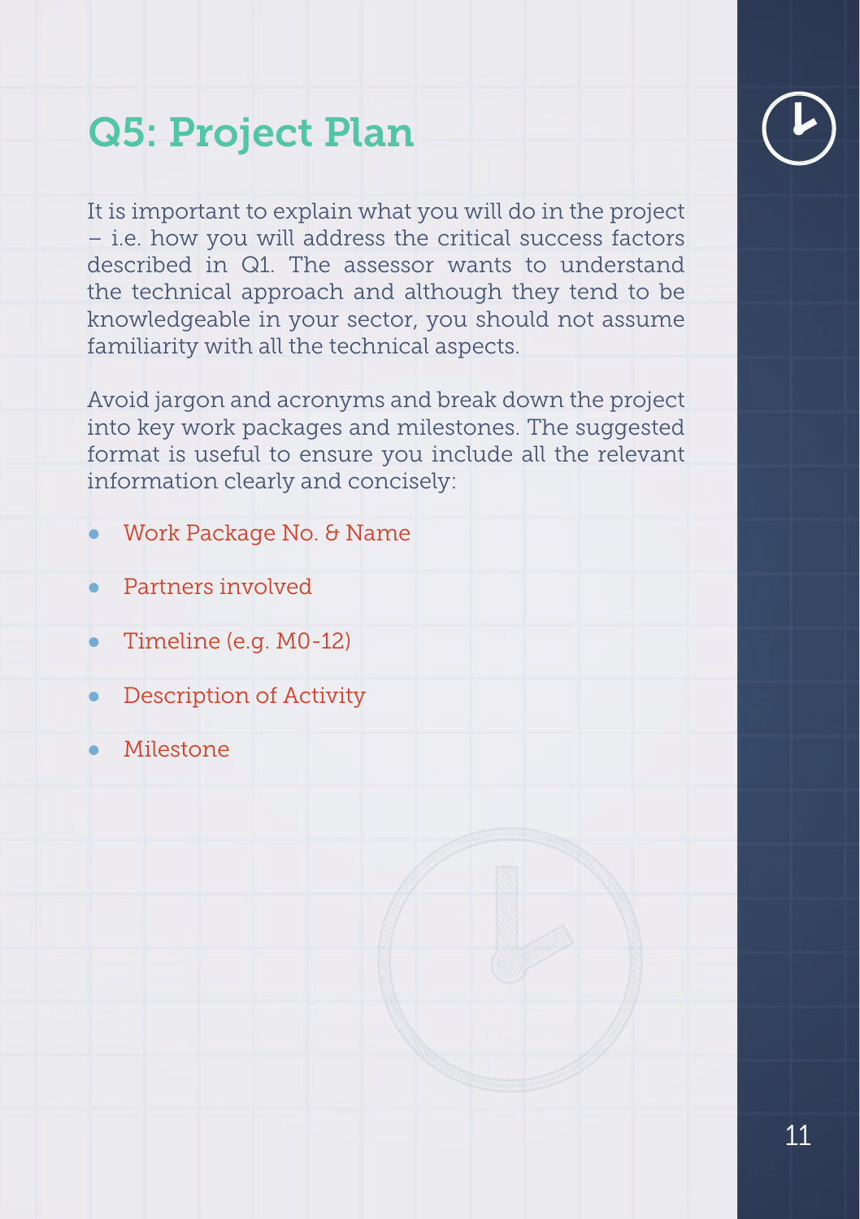# Q5: Project Plan

It is important to explain what you will do in the project – i.e. how you will address the critical success factors described in Q1. The assessor wants to understand the technical approach and although they tend to be knowledgeable in your sector, you should not assume familiarity with all the technical aspects.

Avoid jargon and acronyms and break down the project into key work packages and milestones. The suggested format is useful to ensure you include all the relevant information clearly and concisely:

- Work Package No. & Name
- Partners involved
- Timeline (e.g. M0-12)
- Description of Activity
- Milestone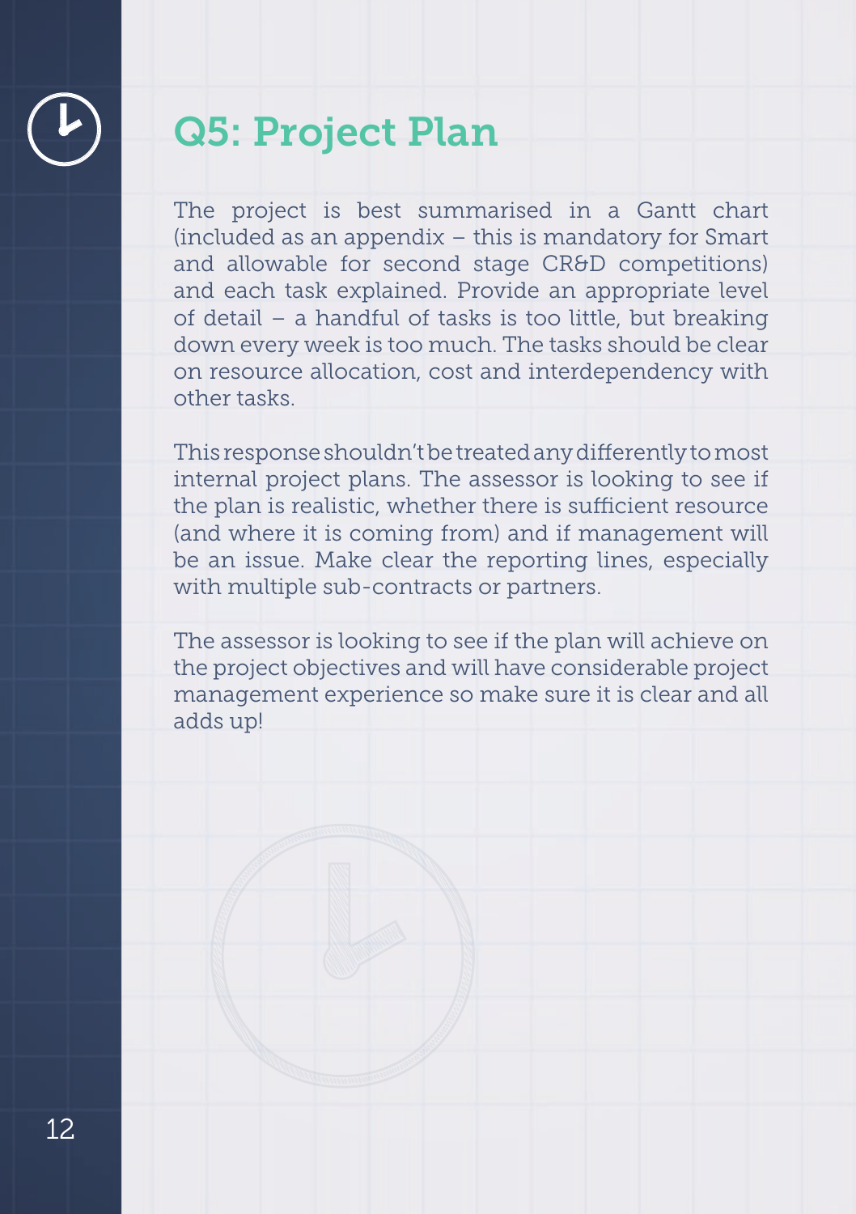# Q5: Project Plan

The project is best summarised in a Gantt chart (included as an appendix – this is mandatory for Smart and allowable for second stage CR&D competitions) and each task explained. Provide an appropriate level of detail – a handful of tasks is too little, but breaking down every week is too much. The tasks should be clear on resource allocation, cost and interdependency with other tasks.

This response shouldn't be treated any differently to most internal project plans. The assessor is looking to see if the plan is realistic, whether there is sufficient resource (and where it is coming from) and if management will be an issue. Make clear the reporting lines, especially with multiple sub-contracts or partners.

The assessor is looking to see if the plan will achieve on the project objectives and will have considerable project management experience so make sure it is clear and all adds up!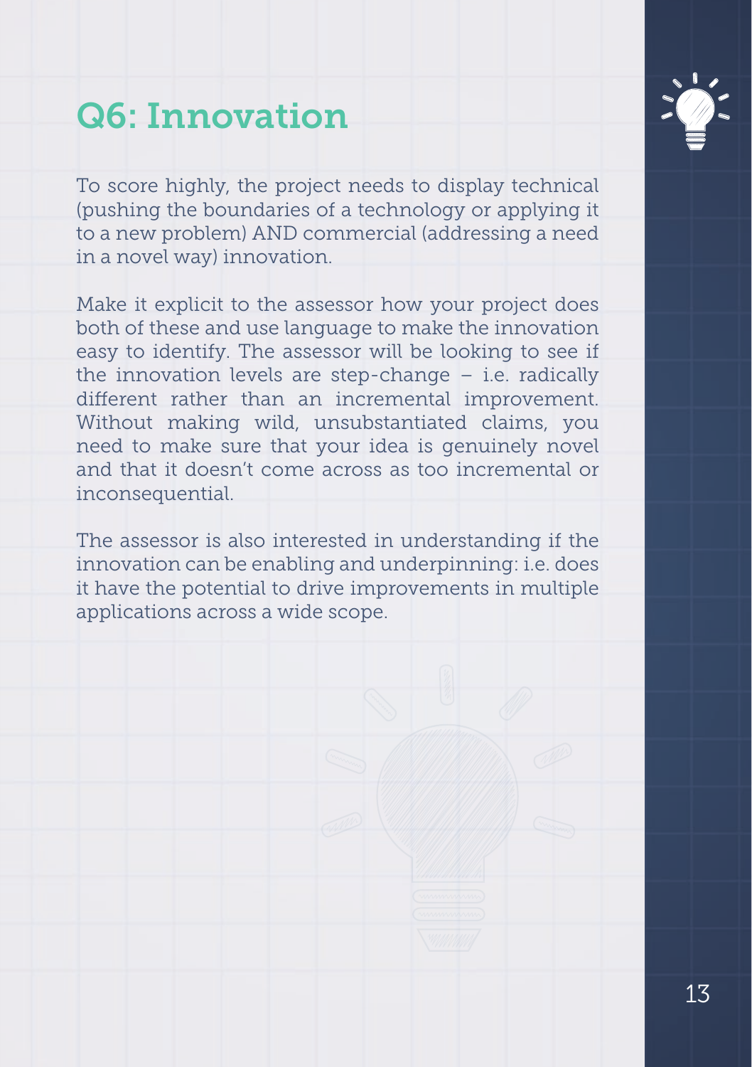# Q6: Innovation

To score highly, the project needs to display technical (pushing the boundaries of a technology or applying it to a new problem) AND commercial (addressing a need in a novel way) innovation.

Make it explicit to the assessor how your project does both of these and use language to make the innovation easy to identify. The assessor will be looking to see if the innovation levels are step-change – i.e. radically different rather than an incremental improvement. Without making wild, unsubstantiated claims, you need to make sure that your idea is genuinely novel and that it doesn't come across as too incremental or inconsequential.

The assessor is also interested in understanding if the innovation can be enabling and underpinning: i.e. does it have the potential to drive improvements in multiple applications across a wide scope.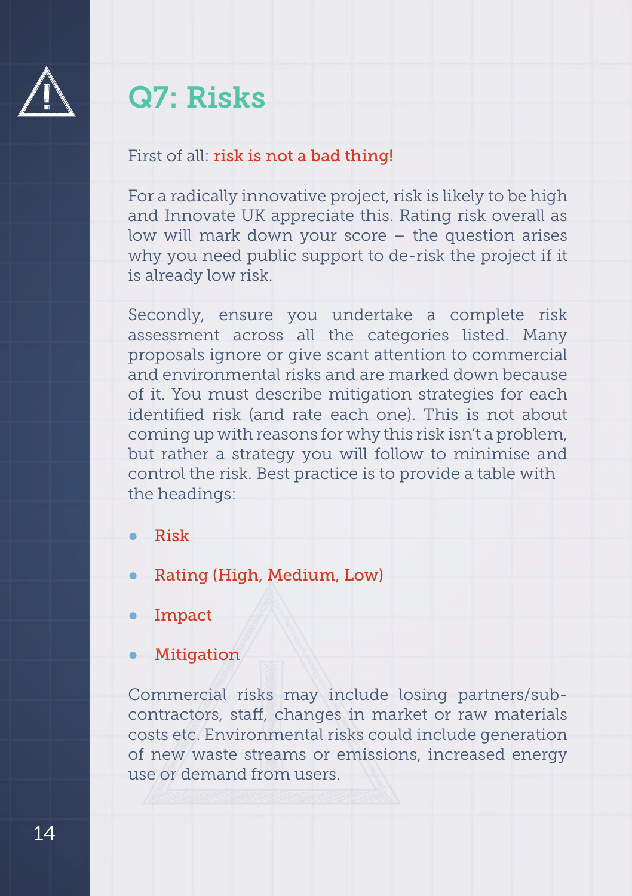# Q7: Risks

First of all: **risk is not a bad thing!**

For a radically innovative project, risk is likely to be high and Innovate UK appreciate this. Rating risk overall as low will mark down your score – the question arises why you need public support to de-risk the project if it is already low risk.

Secondly, ensure you undertake a complete risk assessment across all the categories listed. Many proposals ignore or give scant attention to commercial and environmental risks and are marked down because of it. You must describe mitigation strategies for each identified risk (and rate each one). This is not about coming up with reasons for why this risk isn't a problem, but rather a strategy you will follow to minimise and control the risk. Best practice is to provide a table with the headings:

- Risk
- Rating (High, Medium, Low)
- Impact
- Mitigation

Commercial risks may include losing partners/sub-contractors, staff, changes in market or raw materials costs etc. Environmental risks could include generation of new waste streams or emissions, increased energy use or demand from users.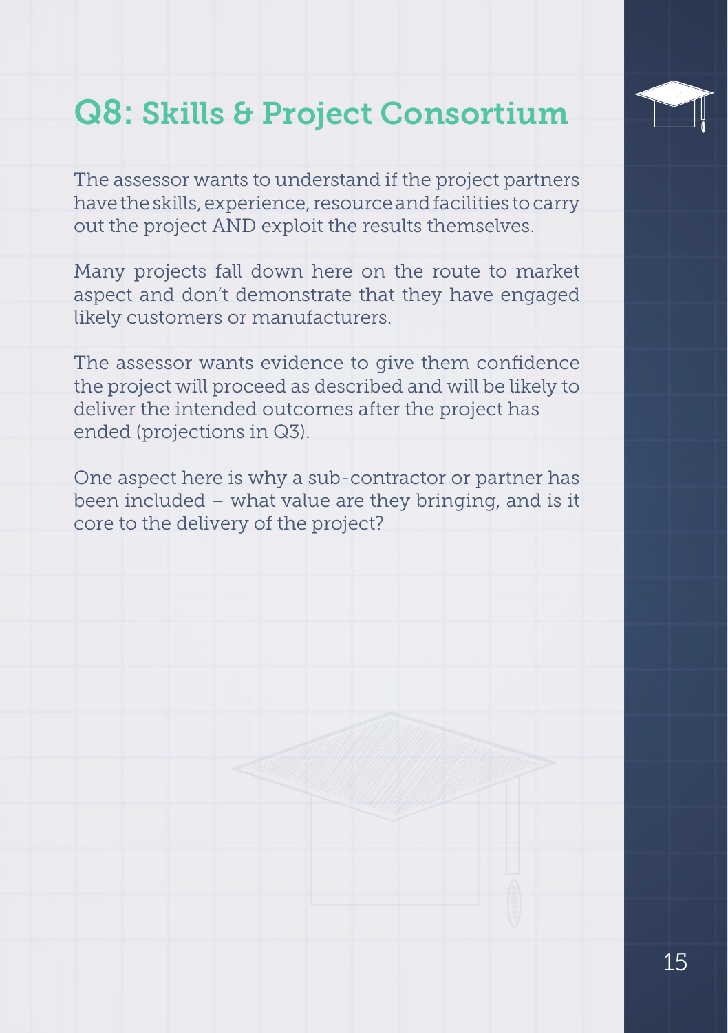# Q8: Skills & Project Consortium

The assessor wants to understand if the project partners have the skills, experience, resource and facilities to carry out the project AND exploit the results themselves.

Many projects fall down here on the route to market aspect and don't demonstrate that they have engaged likely customers or manufacturers.

The assessor wants evidence to give them confidence the project will proceed as described and will be likely to deliver the intended outcomes after the project has ended (projections in Q3).

One aspect here is why a sub-contractor or partner has been included – what value are they bringing, and is it core to the delivery of the project?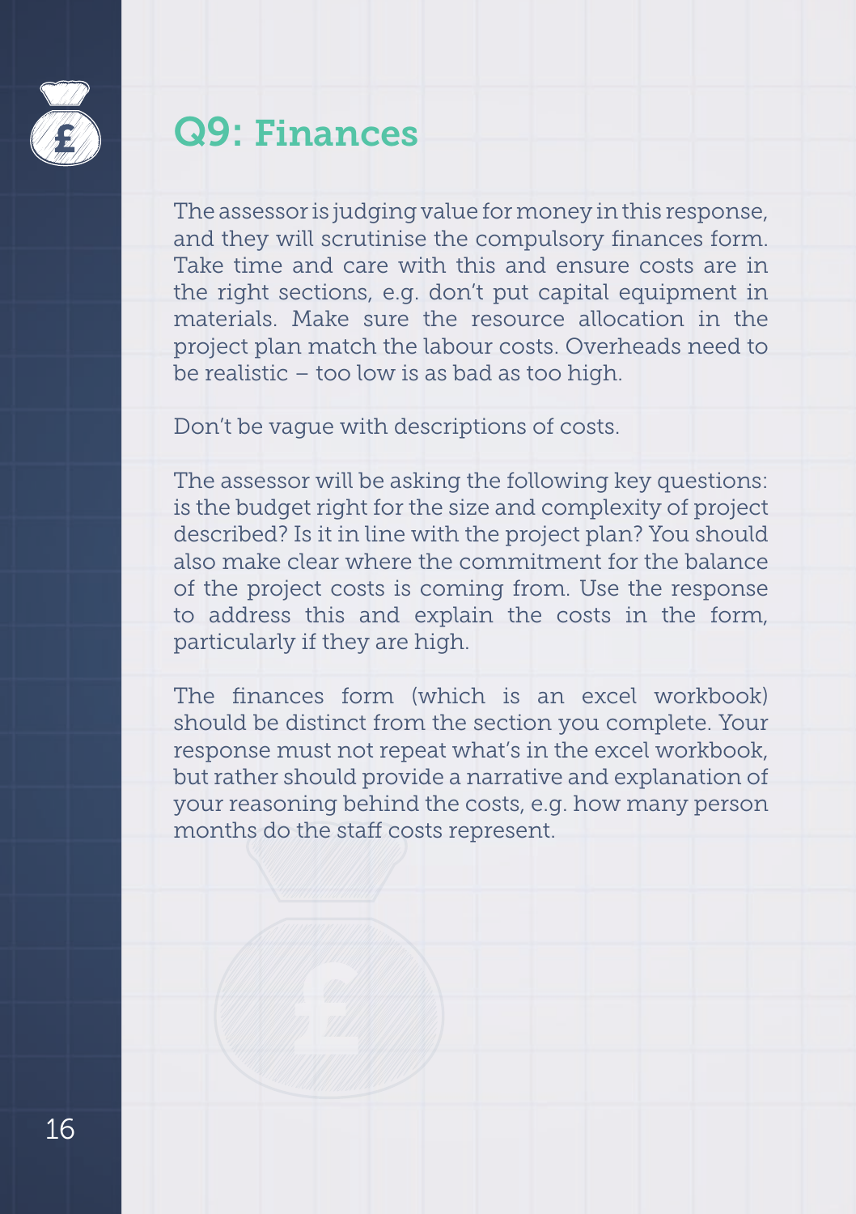# Q9: Finances

The assessor is judging value for money in this response, and they will scrutinise the compulsory finances form. Take time and care with this and ensure costs are in the right sections, e.g. don't put capital equipment in materials. Make sure the resource allocation in the project plan match the labour costs. Overheads need to be realistic – too low is as bad as too high.

Don't be vague with descriptions of costs.

The assessor will be asking the following key questions: is the budget right for the size and complexity of project described? Is it in line with the project plan? You should also make clear where the commitment for the balance of the project costs is coming from. Use the response to address this and explain the costs in the form, particularly if they are high.

The finances form (which is an excel workbook) should be distinct from the section you complete. Your response must not repeat what's in the excel workbook, but rather should provide a narrative and explanation of your reasoning behind the costs, e.g. how many person months do the staff costs represent.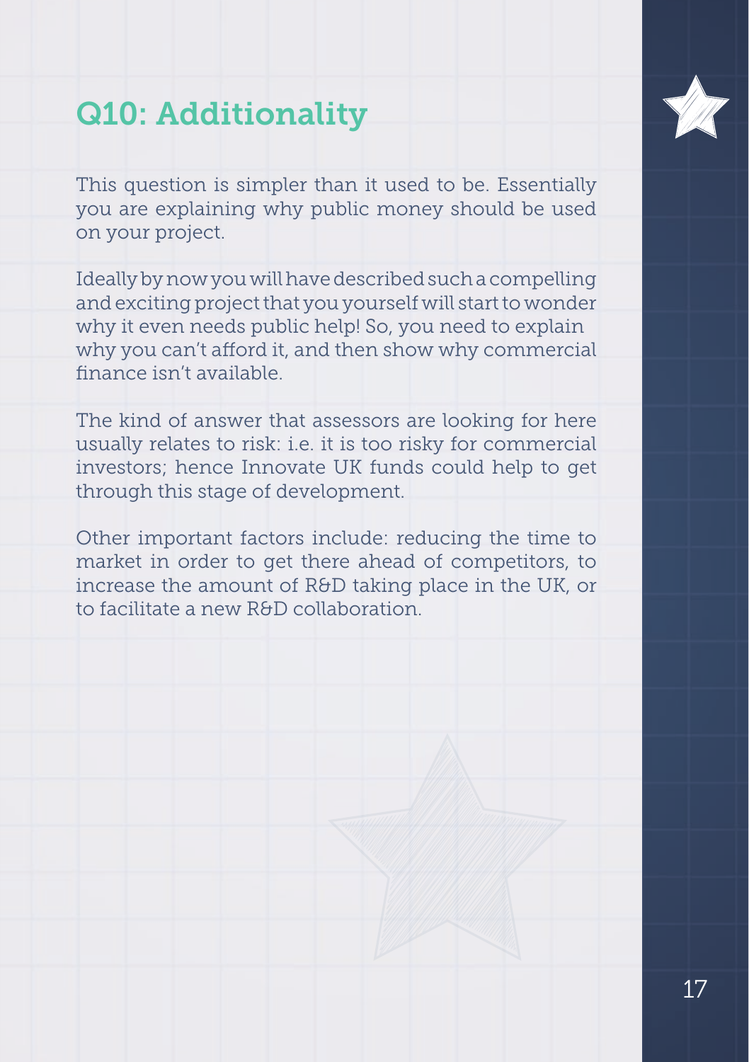# Q10: Additionality

This question is simpler than it used to be. Essentially you are explaining why public money should be used on your project.

Ideally by now you will have described such a compelling and exciting project that you yourself will start to wonder why it even needs public help! So, you need to explain why you can't afford it, and then show why commercial finance isn't available.

The kind of answer that assessors are looking for here usually relates to risk: i.e. it is too risky for commercial investors; hence Innovate UK funds could help to get through this stage of development.

Other important factors include: reducing the time to market in order to get there ahead of competitors, to increase the amount of R&D taking place in the UK, or to facilitate a new R&D collaboration.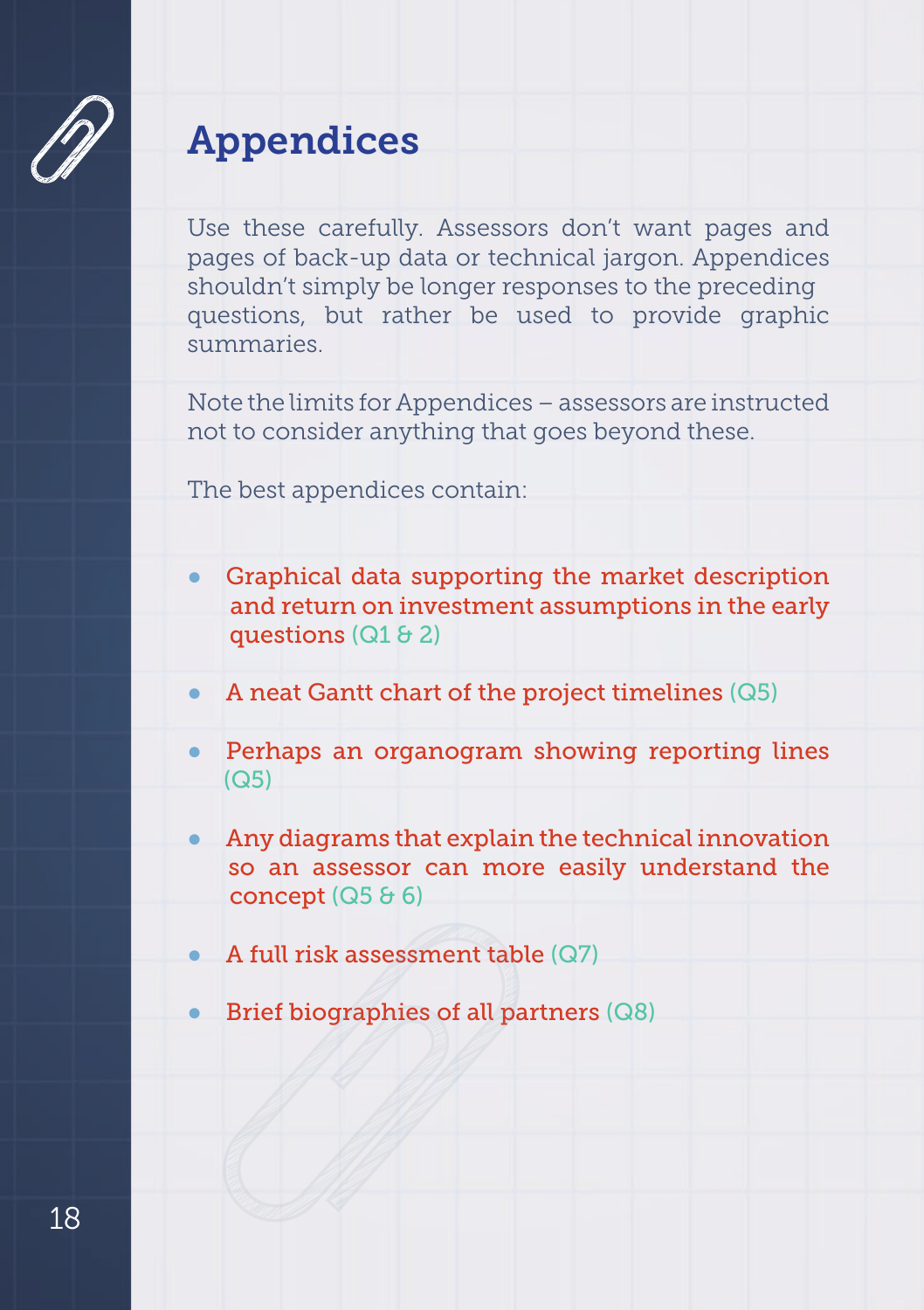# Appendices

Use these carefully. Assessors don't want pages and pages of back-up data or technical jargon. Appendices shouldn't simply be longer responses to the preceding questions, but rather be used to provide graphic summaries.

Note the limits for Appendices – assessors are instructed not to consider anything that goes beyond these.

The best appendices contain:

- Graphical data supporting the market description and return on investment assumptions in the early questions (Q1 & 2)
- A neat Gantt chart of the project timelines (Q5)
- Perhaps an organogram showing reporting lines (Q5)
- Any diagrams that explain the technical innovation so an assessor can more easily understand the concept (Q5 & 6)
- A full risk assessment table (Q7)
- Brief biographies of all partners (Q8)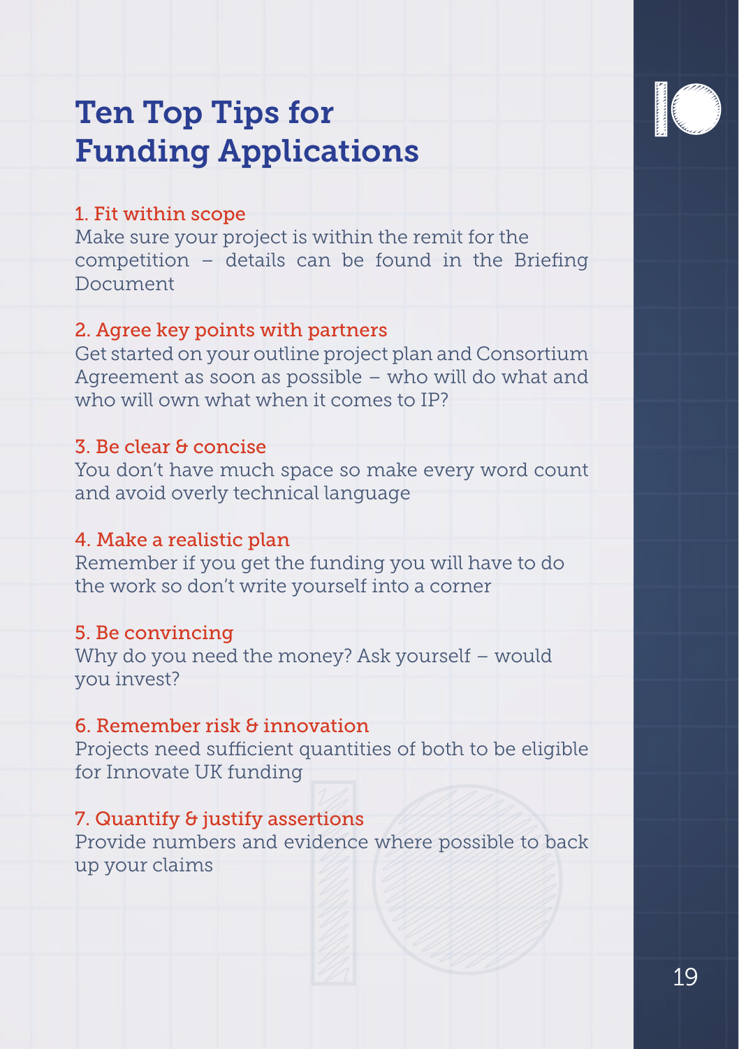# Ten Top Tips for Funding Applications

### 1. Fit within scope

Make sure your project is within the remit for the competition – details can be found in the Briefing Document

### 2. Agree key points with partners

Get started on your outline project plan and Consortium Agreement as soon as possible – who will do what and who will own what when it comes to IP?

### 3. Be clear & concise

You don't have much space so make every word count and avoid overly technical language

### 4. Make a realistic plan

Remember if you get the funding you will have to do the work so don't write yourself into a corner

### 5. Be convincing

Why do you need the money? Ask yourself – would you invest?

### 6. Remember risk & innovation

Projects need sufficient quantities of both to be eligible for Innovate UK funding

### 7. Quantify & justify assertions

Provide numbers and evidence where possible to back up your claims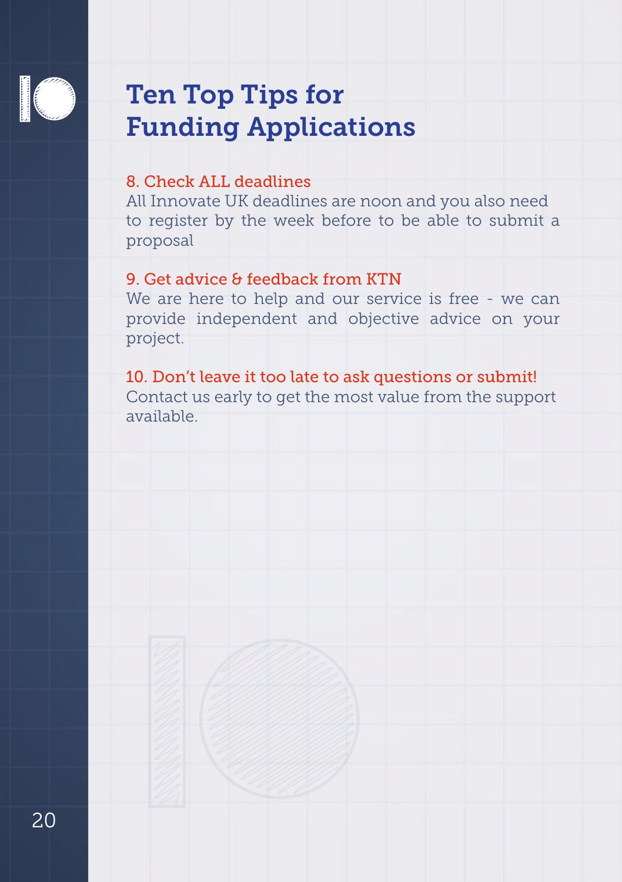# Ten Top Tips for Funding Applications

### 8. Check ALL deadlines

All Innovate UK deadlines are noon and you also need to register by the week before to be able to submit a proposal

### 9. Get advice & feedback from KTN

We are here to help and our service is free - we can provide independent and objective advice on your project.

### 10. Don't leave it too late to ask questions or submit!

Contact us early to get the most value from the support available.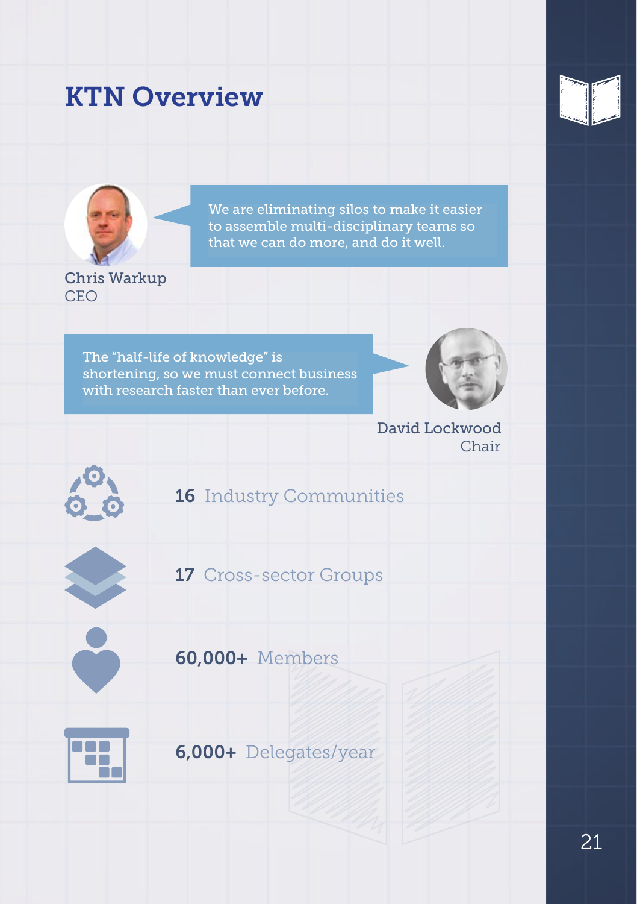# KTN Overview

> We are eliminating silos to make it easier to assemble multi-disciplinary teams so that we can do more, and do it well.

Chris Warkup
CEO

> The "half-life of knowledge" is shortening, so we must connect business with research faster than ever before.

David Lockwood
Chair

**16** Industry Communities

**17** Cross-sector Groups

**60,000+** Members

**6,000+** Delegates/year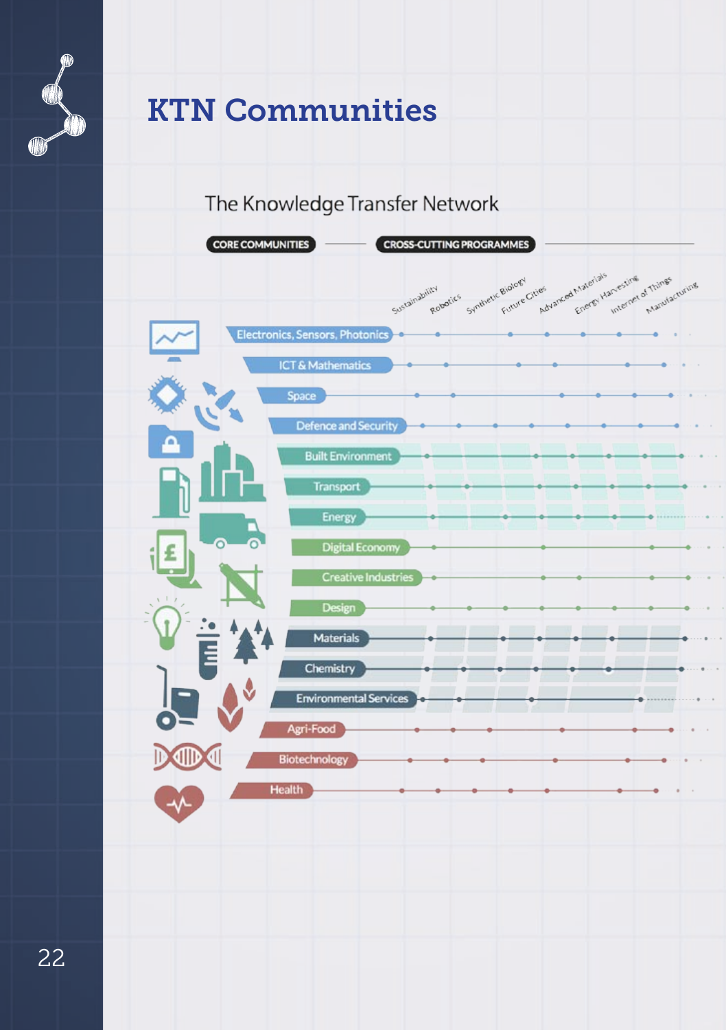# KTN Communities

## The Knowledge Transfer Network

**CORE COMMUNITIES** — **CROSS-CUTTING PROGRAMMES**

Cross-cutting programmes: Sustainability, Robotics, Synthetic Biology, Future Cities, Advanced Materials, Energy Harvesting, Internet of Things, Manufacturing

Core communities:

- Electronics, Sensors, Photonics
- ICT & Mathematics
- Space
- Defence and Security
- Built Environment
- Transport
- Energy
- Digital Economy
- Creative Industries
- Design
- Materials
- Chemistry
- Environmental Services
- Agri-Food
- Biotechnology
- Health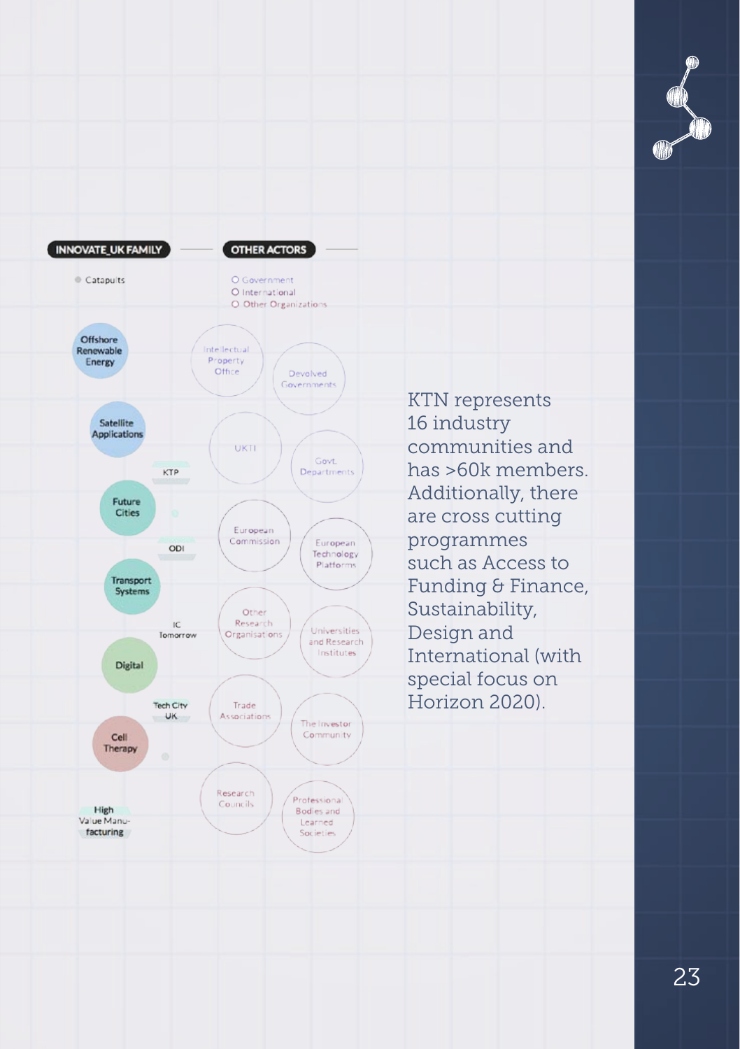**INNOVATE_UK FAMILY**

- Catapults

Offshore Renewable Energy

Satellite Applications

KTP

Future Cities

ODI

Transport Systems

IC Tomorrow

Digital

Tech City UK

Cell Therapy

High Value Manufacturing

**OTHER ACTORS**

- Government
- International
- Other Organizations

Intellectual Property Office

Devolved Governments

UKTI

Govt. Departments

European Commission

European Technology Platforms

Other Research Organisations

Universities and Research Institutes

Trade Associations

The Investor Community

Research Councils

Professional Bodies and Learned Societies

KTN represents 16 industry communities and has >60k members. Additionally, there are cross cutting programmes such as Access to Funding & Finance, Sustainability, Design and International (with special focus on Horizon 2020).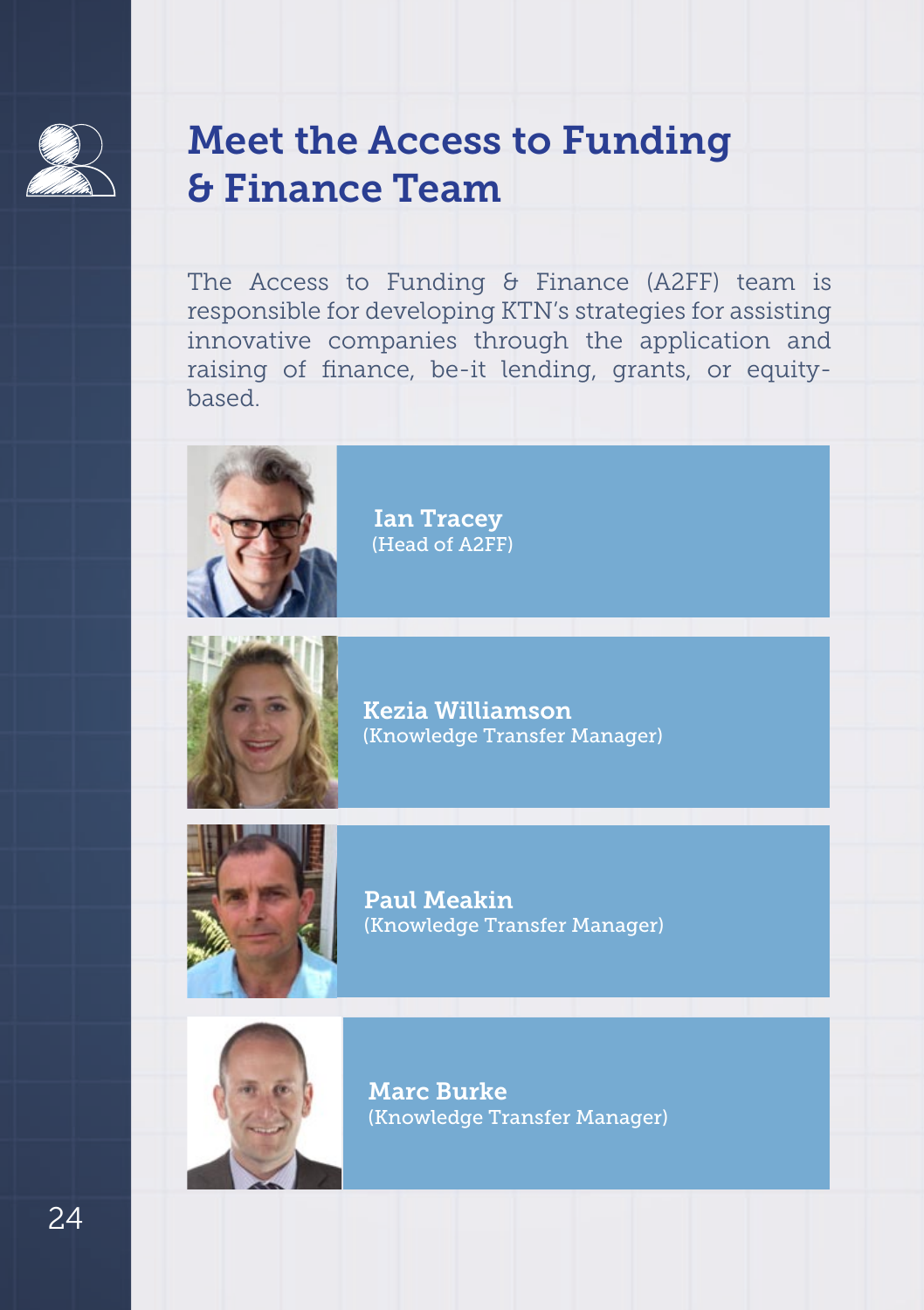# Meet the Access to Funding & Finance Team

The Access to Funding & Finance (A2FF) team is responsible for developing KTN's strategies for assisting innovative companies through the application and raising of finance, be-it lending, grants, or equity-based.

**Ian Tracey**
(Head of A2FF)

**Kezia Williamson**
(Knowledge Transfer Manager)

**Paul Meakin**
(Knowledge Transfer Manager)

**Marc Burke**
(Knowledge Transfer Manager)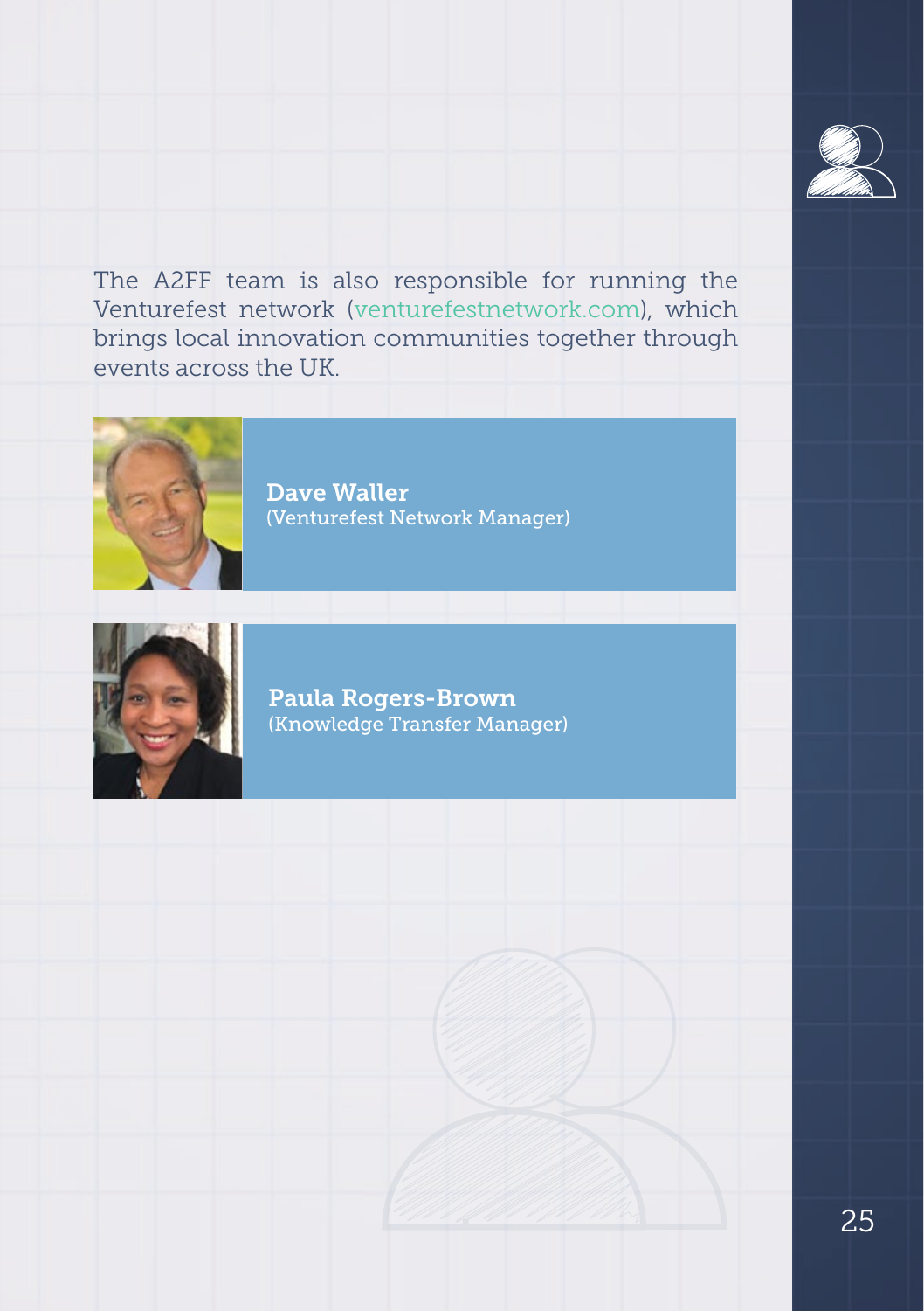The A2FF team is also responsible for running the Venturefest network (venturefestnetwork.com), which brings local innovation communities together through events across the UK.

**Dave Waller**
(Venturefest Network Manager)

**Paula Rogers-Brown**
(Knowledge Transfer Manager)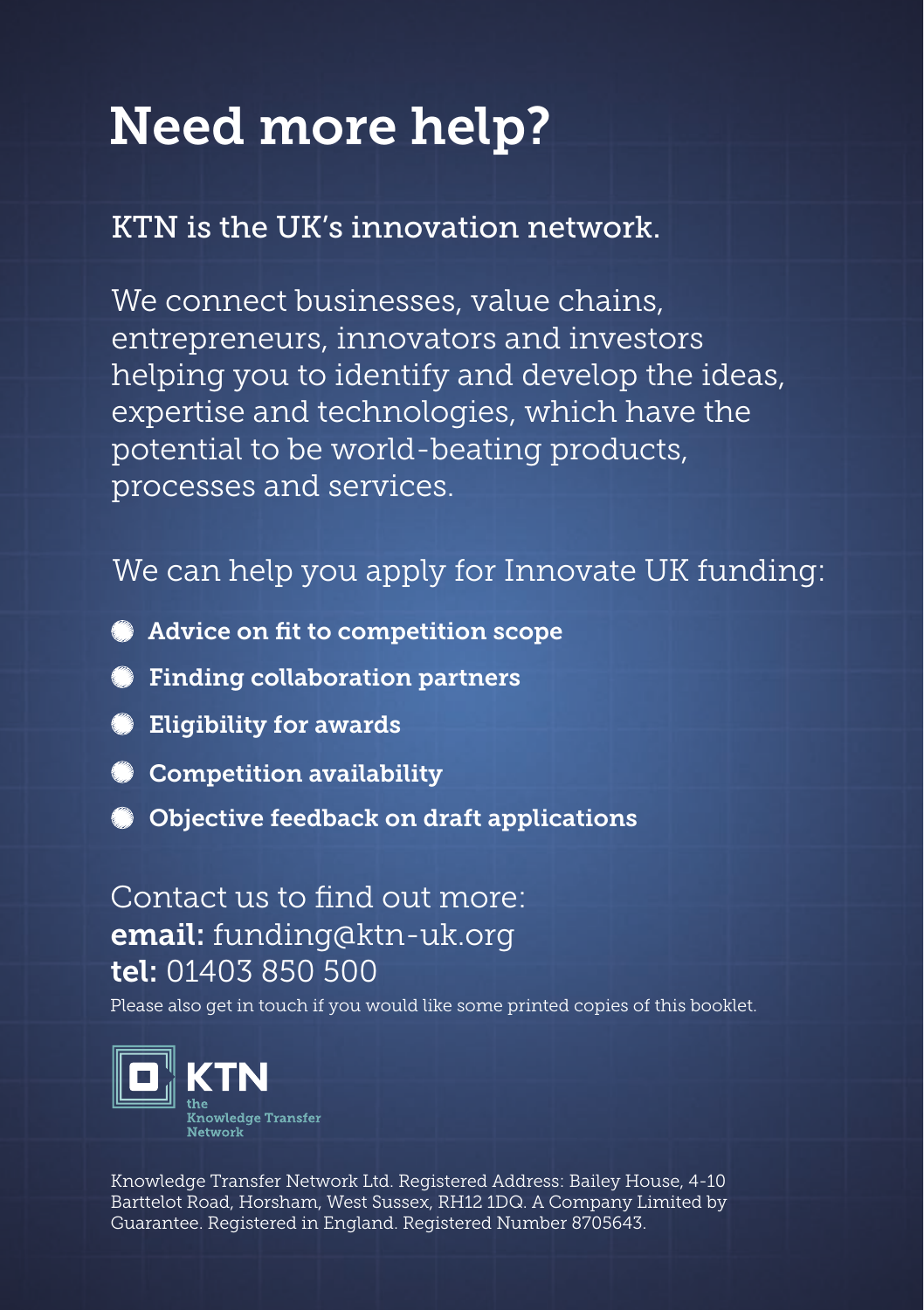# Need more help?

KTN is the UK's innovation network.

We connect businesses, value chains, entrepreneurs, innovators and investors helping you to identify and develop the ideas, expertise and technologies, which have the potential to be world-beating products, processes and services.

We can help you apply for Innovate UK funding:

- **Advice on fit to competition scope**
- **Finding collaboration partners**
- **Eligibility for awards**
- **Competition availability**
- **Objective feedback on draft applications**

Contact us to find out more:
**email:** funding@ktn-uk.org
**tel:** 01403 850 500

Please also get in touch if you would like some printed copies of this booklet.

KTN
the
Knowledge Transfer
Network

Knowledge Transfer Network Ltd. Registered Address: Bailey House, 4-10 Barttelot Road, Horsham, West Sussex, RH12 1DQ. A Company Limited by Guarantee. Registered in England. Registered Number 8705643.